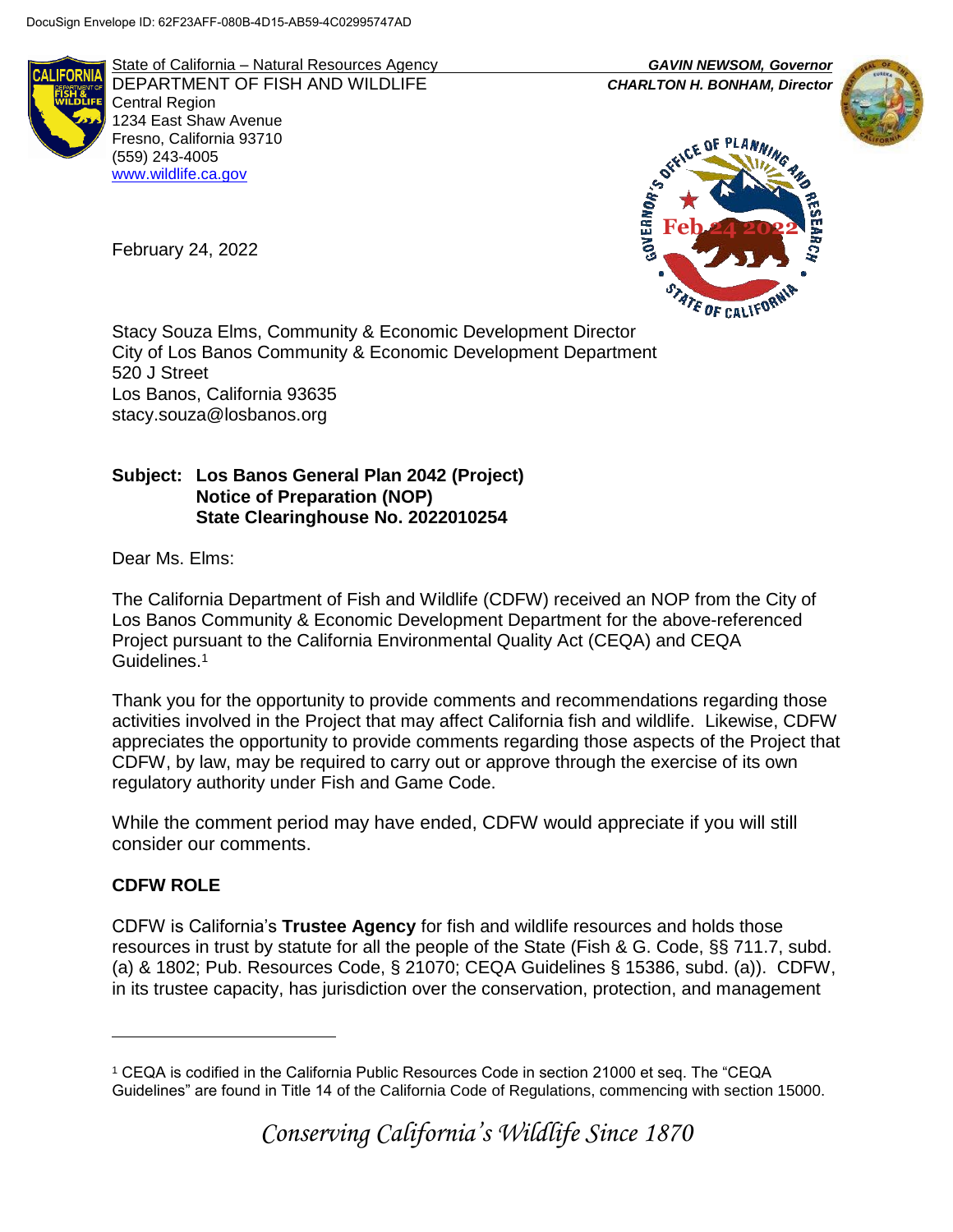DocuSign Envelope ID: 62F23AFF-080B-4D15-AB59-4C02995747AD

State of California – Natural Resources Agency
DEPARTMENT OF FISH AND WILDLIFE
Central Region
1234 East Shaw Avenue
Fresno, California 93710
(559) 243-4005
www.wildlife.ca.gov

***GAVIN NEWSOM, Governor***
***CHARLTON H. BONHAM, Director***

Governor's Office of Planning and Research
Feb 24 2022
State of California

February 24, 2022

Stacy Souza Elms, Community & Economic Development Director
City of Los Banos Community & Economic Development Department
520 J Street
Los Banos, California 93635
stacy.souza@losbanos.org

**Subject: Los Banos General Plan 2042 (Project)**
**Notice of Preparation (NOP)**
**State Clearinghouse No. 2022010254**

Dear Ms. Elms:

The California Department of Fish and Wildlife (CDFW) received an NOP from the City of Los Banos Community & Economic Development Department for the above-referenced Project pursuant to the California Environmental Quality Act (CEQA) and CEQA Guidelines.[1]

Thank you for the opportunity to provide comments and recommendations regarding those activities involved in the Project that may affect California fish and wildlife. Likewise, CDFW appreciates the opportunity to provide comments regarding those aspects of the Project that CDFW, by law, may be required to carry out or approve through the exercise of its own regulatory authority under Fish and Game Code.

While the comment period may have ended, CDFW would appreciate if you will still consider our comments.

## CDFW ROLE

CDFW is California's **Trustee Agency** for fish and wildlife resources and holds those resources in trust by statute for all the people of the State (Fish & G. Code, §§ 711.7, subd. (a) & 1802; Pub. Resources Code, § 21070; CEQA Guidelines § 15386, subd. (a)). CDFW, in its trustee capacity, has jurisdiction over the conservation, protection, and management

---

[1] CEQA is codified in the California Public Resources Code in section 21000 et seq. The "CEQA Guidelines" are found in Title 14 of the California Code of Regulations, commencing with section 15000.

*Conserving California's Wildlife Since 1870*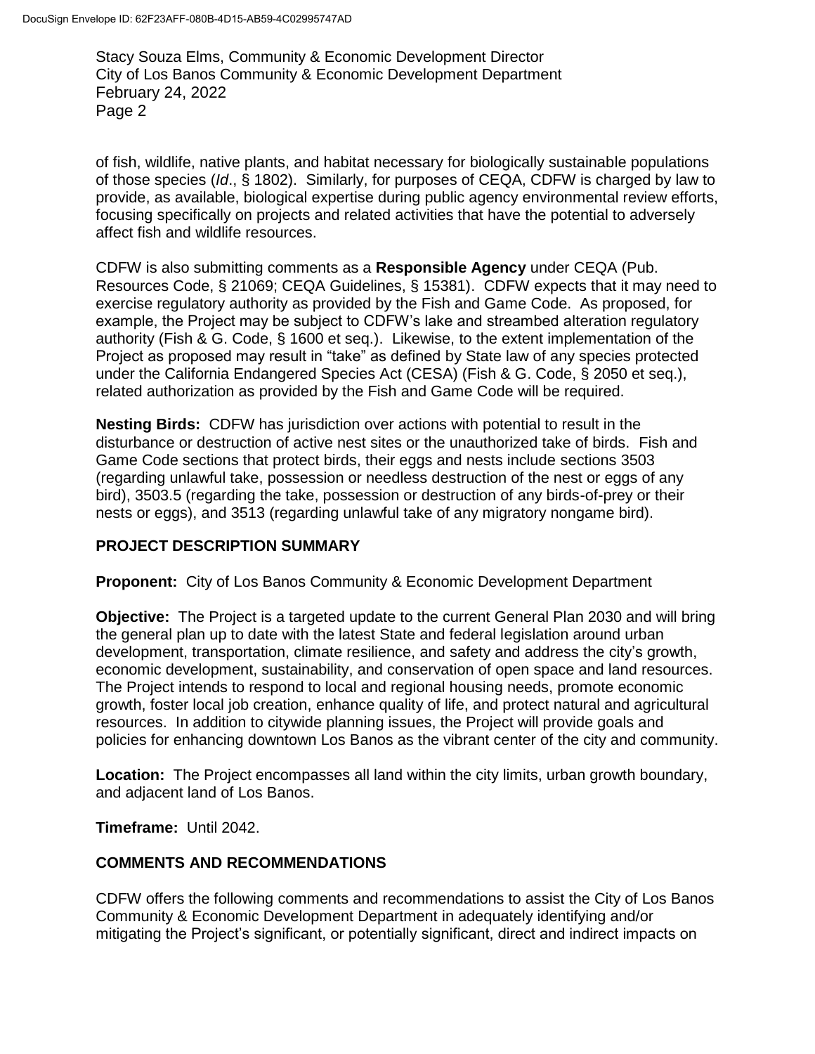of fish, wildlife, native plants, and habitat necessary for biologically sustainable populations of those species (*Id*., § 1802). Similarly, for purposes of CEQA, CDFW is charged by law to provide, as available, biological expertise during public agency environmental review efforts, focusing specifically on projects and related activities that have the potential to adversely affect fish and wildlife resources.

CDFW is also submitting comments as a **Responsible Agency** under CEQA (Pub. Resources Code, § 21069; CEQA Guidelines, § 15381). CDFW expects that it may need to exercise regulatory authority as provided by the Fish and Game Code. As proposed, for example, the Project may be subject to CDFW's lake and streambed alteration regulatory authority (Fish & G. Code, § 1600 et seq.). Likewise, to the extent implementation of the Project as proposed may result in "take" as defined by State law of any species protected under the California Endangered Species Act (CESA) (Fish & G. Code, § 2050 et seq.), related authorization as provided by the Fish and Game Code will be required.

**Nesting Birds:** CDFW has jurisdiction over actions with potential to result in the disturbance or destruction of active nest sites or the unauthorized take of birds. Fish and Game Code sections that protect birds, their eggs and nests include sections 3503 (regarding unlawful take, possession or needless destruction of the nest or eggs of any bird), 3503.5 (regarding the take, possession or destruction of any birds-of-prey or their nests or eggs), and 3513 (regarding unlawful take of any migratory nongame bird).

## PROJECT DESCRIPTION SUMMARY

**Proponent:** City of Los Banos Community & Economic Development Department

**Objective:** The Project is a targeted update to the current General Plan 2030 and will bring the general plan up to date with the latest State and federal legislation around urban development, transportation, climate resilience, and safety and address the city's growth, economic development, sustainability, and conservation of open space and land resources. The Project intends to respond to local and regional housing needs, promote economic growth, foster local job creation, enhance quality of life, and protect natural and agricultural resources. In addition to citywide planning issues, the Project will provide goals and policies for enhancing downtown Los Banos as the vibrant center of the city and community.

**Location:** The Project encompasses all land within the city limits, urban growth boundary, and adjacent land of Los Banos.

**Timeframe:** Until 2042.

## COMMENTS AND RECOMMENDATIONS

CDFW offers the following comments and recommendations to assist the City of Los Banos Community & Economic Development Department in adequately identifying and/or mitigating the Project's significant, or potentially significant, direct and indirect impacts on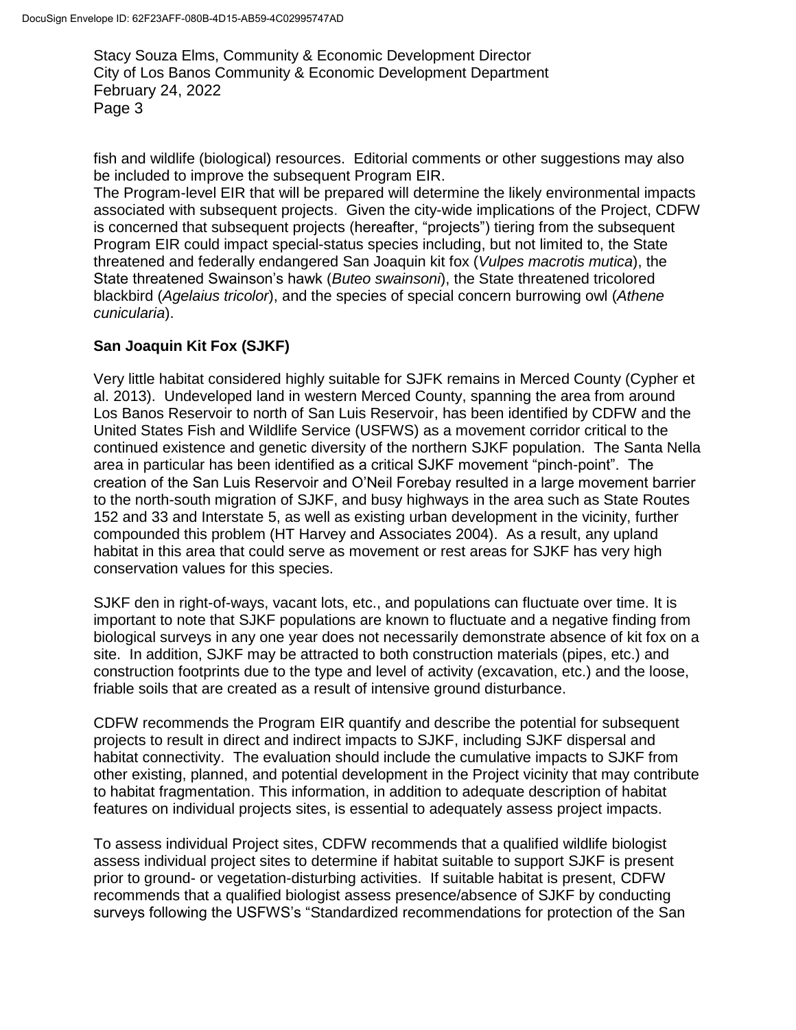fish and wildlife (biological) resources. Editorial comments or other suggestions may also be included to improve the subsequent Program EIR.

The Program-level EIR that will be prepared will determine the likely environmental impacts associated with subsequent projects. Given the city-wide implications of the Project, CDFW is concerned that subsequent projects (hereafter, "projects") tiering from the subsequent Program EIR could impact special-status species including, but not limited to, the State threatened and federally endangered San Joaquin kit fox (*Vulpes macrotis mutica*), the State threatened Swainson's hawk (*Buteo swainsoni*), the State threatened tricolored blackbird (*Agelaius tricolor*), and the species of special concern burrowing owl (*Athene cunicularia*).

**San Joaquin Kit Fox (SJKF)**

Very little habitat considered highly suitable for SJFK remains in Merced County (Cypher et al. 2013). Undeveloped land in western Merced County, spanning the area from around Los Banos Reservoir to north of San Luis Reservoir, has been identified by CDFW and the United States Fish and Wildlife Service (USFWS) as a movement corridor critical to the continued existence and genetic diversity of the northern SJKF population. The Santa Nella area in particular has been identified as a critical SJKF movement "pinch-point". The creation of the San Luis Reservoir and O'Neil Forebay resulted in a large movement barrier to the north-south migration of SJKF, and busy highways in the area such as State Routes 152 and 33 and Interstate 5, as well as existing urban development in the vicinity, further compounded this problem (HT Harvey and Associates 2004). As a result, any upland habitat in this area that could serve as movement or rest areas for SJKF has very high conservation values for this species.

SJKF den in right-of-ways, vacant lots, etc., and populations can fluctuate over time. It is important to note that SJKF populations are known to fluctuate and a negative finding from biological surveys in any one year does not necessarily demonstrate absence of kit fox on a site. In addition, SJKF may be attracted to both construction materials (pipes, etc.) and construction footprints due to the type and level of activity (excavation, etc.) and the loose, friable soils that are created as a result of intensive ground disturbance.

CDFW recommends the Program EIR quantify and describe the potential for subsequent projects to result in direct and indirect impacts to SJKF, including SJKF dispersal and habitat connectivity. The evaluation should include the cumulative impacts to SJKF from other existing, planned, and potential development in the Project vicinity that may contribute to habitat fragmentation. This information, in addition to adequate description of habitat features on individual projects sites, is essential to adequately assess project impacts.

To assess individual Project sites, CDFW recommends that a qualified wildlife biologist assess individual project sites to determine if habitat suitable to support SJKF is present prior to ground- or vegetation-disturbing activities. If suitable habitat is present, CDFW recommends that a qualified biologist assess presence/absence of SJKF by conducting surveys following the USFWS's "Standardized recommendations for protection of the San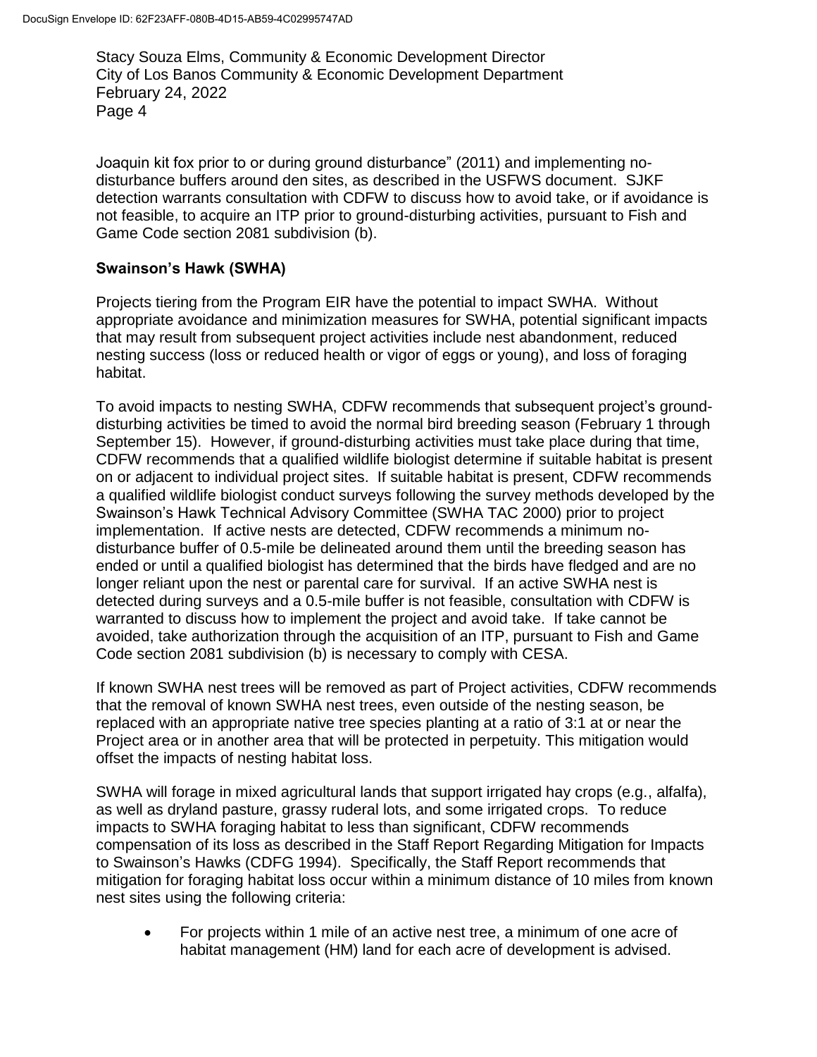Joaquin kit fox prior to or during ground disturbance" (2011) and implementing no-disturbance buffers around den sites, as described in the USFWS document. SJKF detection warrants consultation with CDFW to discuss how to avoid take, or if avoidance is not feasible, to acquire an ITP prior to ground-disturbing activities, pursuant to Fish and Game Code section 2081 subdivision (b).

**Swainson's Hawk (SWHA)**

Projects tiering from the Program EIR have the potential to impact SWHA. Without appropriate avoidance and minimization measures for SWHA, potential significant impacts that may result from subsequent project activities include nest abandonment, reduced nesting success (loss or reduced health or vigor of eggs or young), and loss of foraging habitat.

To avoid impacts to nesting SWHA, CDFW recommends that subsequent project's ground-disturbing activities be timed to avoid the normal bird breeding season (February 1 through September 15). However, if ground-disturbing activities must take place during that time, CDFW recommends that a qualified wildlife biologist determine if suitable habitat is present on or adjacent to individual project sites. If suitable habitat is present, CDFW recommends a qualified wildlife biologist conduct surveys following the survey methods developed by the Swainson's Hawk Technical Advisory Committee (SWHA TAC 2000) prior to project implementation. If active nests are detected, CDFW recommends a minimum no-disturbance buffer of 0.5-mile be delineated around them until the breeding season has ended or until a qualified biologist has determined that the birds have fledged and are no longer reliant upon the nest or parental care for survival. If an active SWHA nest is detected during surveys and a 0.5-mile buffer is not feasible, consultation with CDFW is warranted to discuss how to implement the project and avoid take. If take cannot be avoided, take authorization through the acquisition of an ITP, pursuant to Fish and Game Code section 2081 subdivision (b) is necessary to comply with CESA.

If known SWHA nest trees will be removed as part of Project activities, CDFW recommends that the removal of known SWHA nest trees, even outside of the nesting season, be replaced with an appropriate native tree species planting at a ratio of 3:1 at or near the Project area or in another area that will be protected in perpetuity. This mitigation would offset the impacts of nesting habitat loss.

SWHA will forage in mixed agricultural lands that support irrigated hay crops (e.g., alfalfa), as well as dryland pasture, grassy ruderal lots, and some irrigated crops. To reduce impacts to SWHA foraging habitat to less than significant, CDFW recommends compensation of its loss as described in the Staff Report Regarding Mitigation for Impacts to Swainson's Hawks (CDFG 1994). Specifically, the Staff Report recommends that mitigation for foraging habitat loss occur within a minimum distance of 10 miles from known nest sites using the following criteria:

- For projects within 1 mile of an active nest tree, a minimum of one acre of habitat management (HM) land for each acre of development is advised.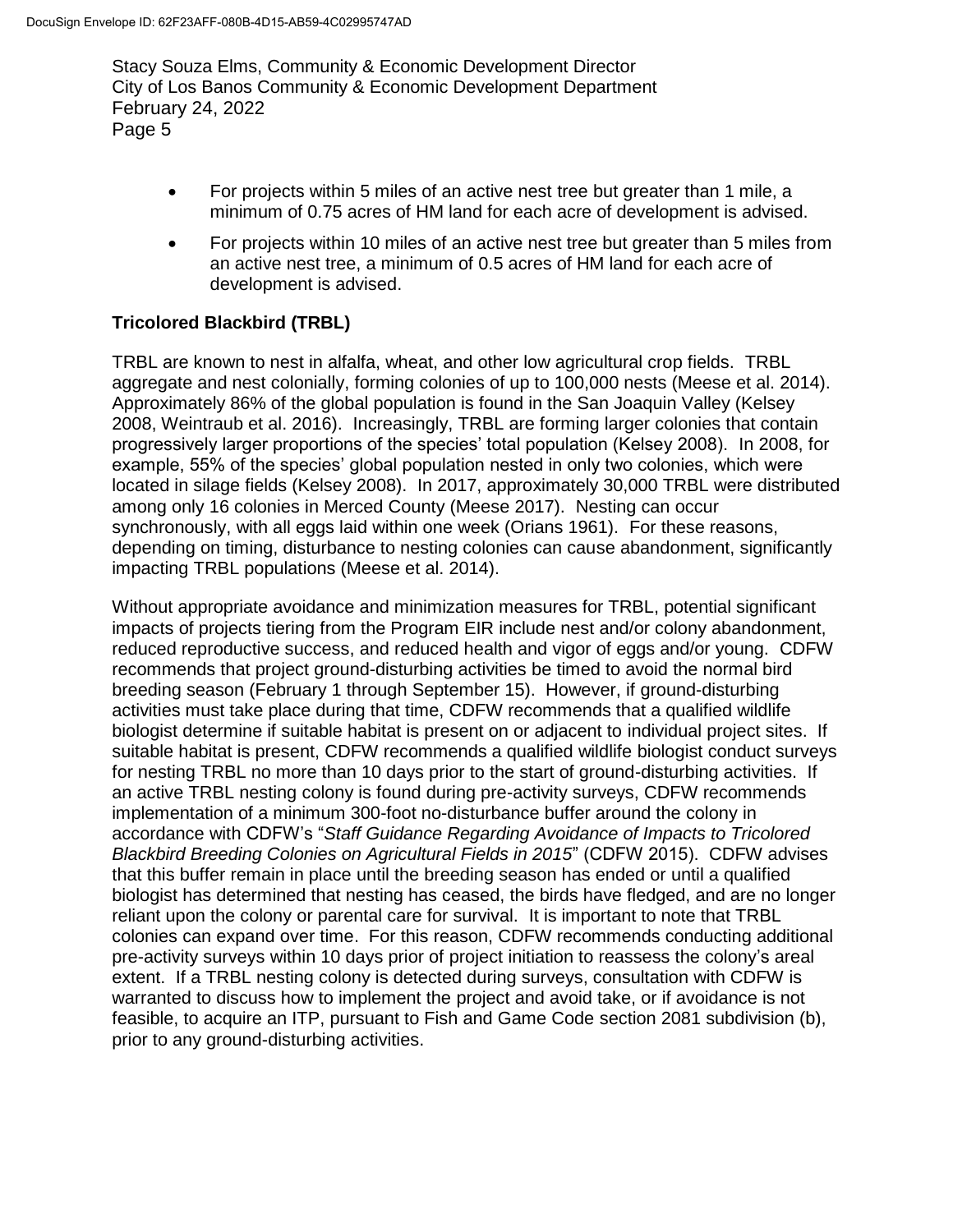- For projects within 5 miles of an active nest tree but greater than 1 mile, a minimum of 0.75 acres of HM land for each acre of development is advised.
- For projects within 10 miles of an active nest tree but greater than 5 miles from an active nest tree, a minimum of 0.5 acres of HM land for each acre of development is advised.

**Tricolored Blackbird (TRBL)**

TRBL are known to nest in alfalfa, wheat, and other low agricultural crop fields. TRBL aggregate and nest colonially, forming colonies of up to 100,000 nests (Meese et al. 2014). Approximately 86% of the global population is found in the San Joaquin Valley (Kelsey 2008, Weintraub et al. 2016). Increasingly, TRBL are forming larger colonies that contain progressively larger proportions of the species' total population (Kelsey 2008). In 2008, for example, 55% of the species' global population nested in only two colonies, which were located in silage fields (Kelsey 2008). In 2017, approximately 30,000 TRBL were distributed among only 16 colonies in Merced County (Meese 2017). Nesting can occur synchronously, with all eggs laid within one week (Orians 1961). For these reasons, depending on timing, disturbance to nesting colonies can cause abandonment, significantly impacting TRBL populations (Meese et al. 2014).

Without appropriate avoidance and minimization measures for TRBL, potential significant impacts of projects tiering from the Program EIR include nest and/or colony abandonment, reduced reproductive success, and reduced health and vigor of eggs and/or young. CDFW recommends that project ground-disturbing activities be timed to avoid the normal bird breeding season (February 1 through September 15). However, if ground-disturbing activities must take place during that time, CDFW recommends that a qualified wildlife biologist determine if suitable habitat is present on or adjacent to individual project sites. If suitable habitat is present, CDFW recommends a qualified wildlife biologist conduct surveys for nesting TRBL no more than 10 days prior to the start of ground-disturbing activities. If an active TRBL nesting colony is found during pre-activity surveys, CDFW recommends implementation of a minimum 300-foot no-disturbance buffer around the colony in accordance with CDFW's "*Staff Guidance Regarding Avoidance of Impacts to Tricolored Blackbird Breeding Colonies on Agricultural Fields in 2015*" (CDFW 2015). CDFW advises that this buffer remain in place until the breeding season has ended or until a qualified biologist has determined that nesting has ceased, the birds have fledged, and are no longer reliant upon the colony or parental care for survival. It is important to note that TRBL colonies can expand over time. For this reason, CDFW recommends conducting additional pre-activity surveys within 10 days prior of project initiation to reassess the colony's areal extent. If a TRBL nesting colony is detected during surveys, consultation with CDFW is warranted to discuss how to implement the project and avoid take, or if avoidance is not feasible, to acquire an ITP, pursuant to Fish and Game Code section 2081 subdivision (b), prior to any ground-disturbing activities.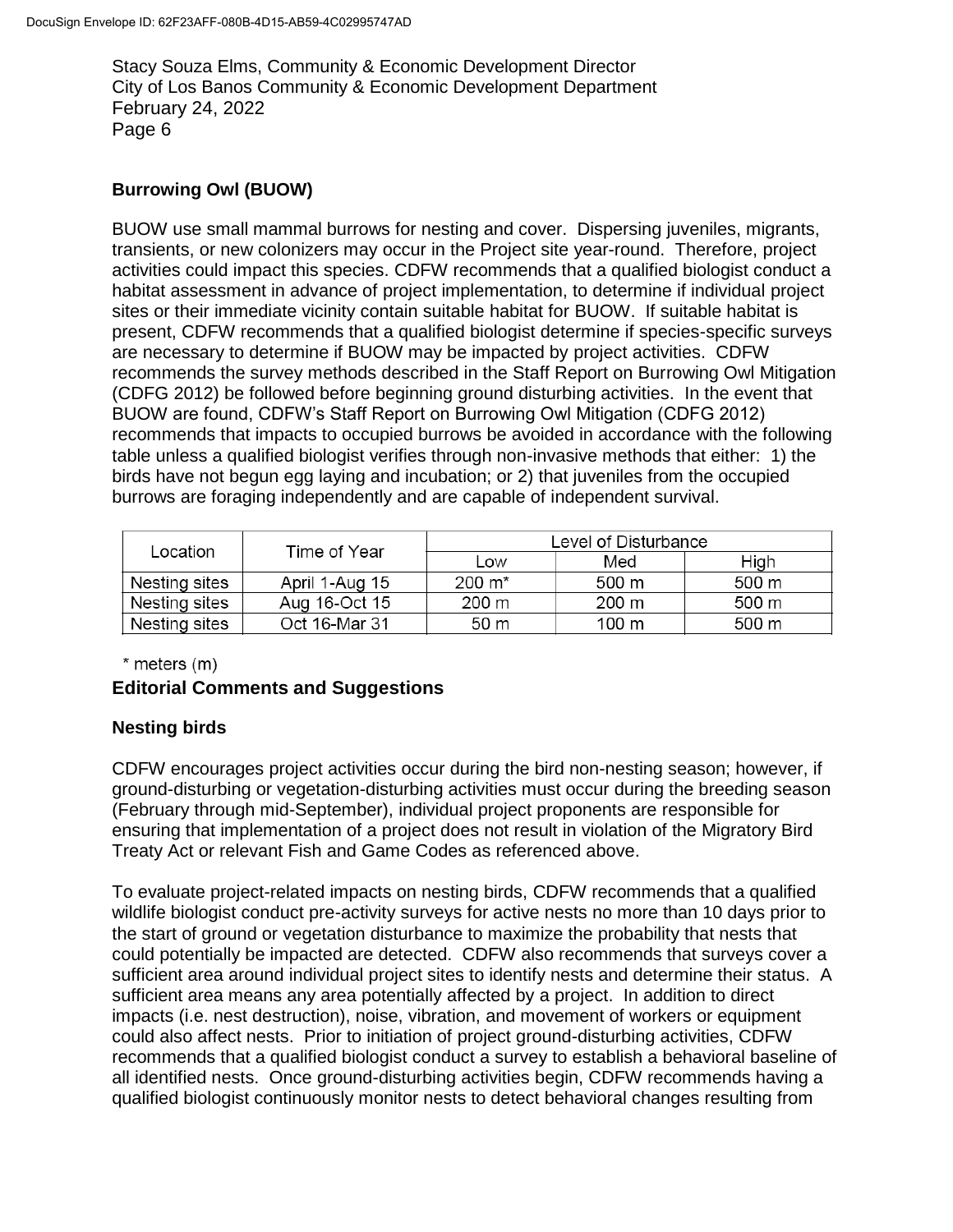### Burrowing Owl (BUOW)

BUOW use small mammal burrows for nesting and cover. Dispersing juveniles, migrants, transients, or new colonizers may occur in the Project site year-round. Therefore, project activities could impact this species. CDFW recommends that a qualified biologist conduct a habitat assessment in advance of project implementation, to determine if individual project sites or their immediate vicinity contain suitable habitat for BUOW. If suitable habitat is present, CDFW recommends that a qualified biologist determine if species-specific surveys are necessary to determine if BUOW may be impacted by project activities. CDFW recommends the survey methods described in the Staff Report on Burrowing Owl Mitigation (CDFG 2012) be followed before beginning ground disturbing activities. In the event that BUOW are found, CDFW's Staff Report on Burrowing Owl Mitigation (CDFG 2012) recommends that impacts to occupied burrows be avoided in accordance with the following table unless a qualified biologist verifies through non-invasive methods that either: 1) the birds have not begun egg laying and incubation; or 2) that juveniles from the occupied burrows are foraging independently and are capable of independent survival.

| Location | Time of Year | Level of Disturbance | | |
|---|---|---|---|---|
| | | Low | Med | High |
| Nesting sites | April 1-Aug 15 | 200 m* | 500 m | 500 m |
| Nesting sites | Aug 16-Oct 15 | 200 m | 200 m | 500 m |
| Nesting sites | Oct 16-Mar 31 | 50 m | 100 m | 500 m |

\* meters (m)

### Editorial Comments and Suggestions

#### Nesting birds

CDFW encourages project activities occur during the bird non-nesting season; however, if ground-disturbing or vegetation-disturbing activities must occur during the breeding season (February through mid-September), individual project proponents are responsible for ensuring that implementation of a project does not result in violation of the Migratory Bird Treaty Act or relevant Fish and Game Codes as referenced above.

To evaluate project-related impacts on nesting birds, CDFW recommends that a qualified wildlife biologist conduct pre-activity surveys for active nests no more than 10 days prior to the start of ground or vegetation disturbance to maximize the probability that nests that could potentially be impacted are detected. CDFW also recommends that surveys cover a sufficient area around individual project sites to identify nests and determine their status. A sufficient area means any area potentially affected by a project. In addition to direct impacts (i.e. nest destruction), noise, vibration, and movement of workers or equipment could also affect nests. Prior to initiation of project ground-disturbing activities, CDFW recommends that a qualified biologist conduct a survey to establish a behavioral baseline of all identified nests. Once ground-disturbing activities begin, CDFW recommends having a qualified biologist continuously monitor nests to detect behavioral changes resulting from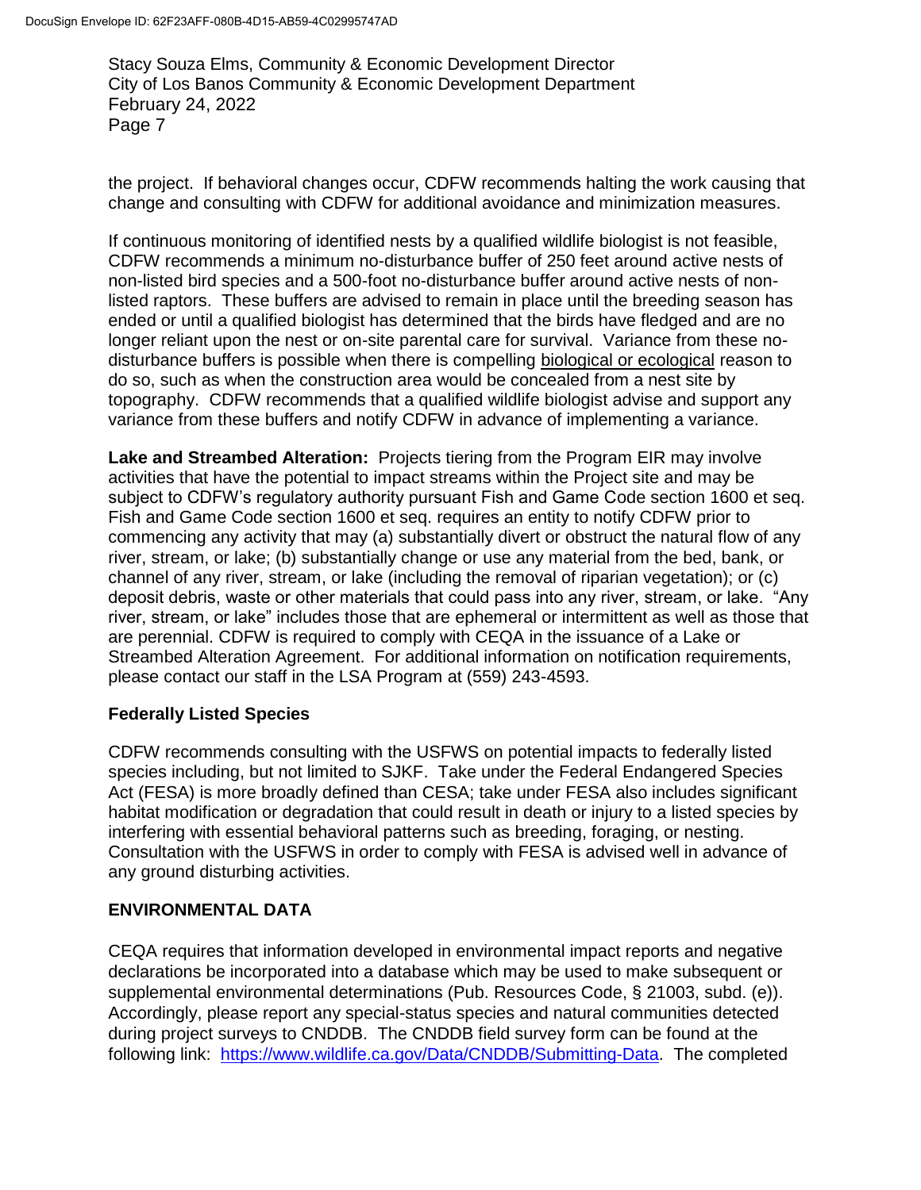the project. If behavioral changes occur, CDFW recommends halting the work causing that change and consulting with CDFW for additional avoidance and minimization measures.

If continuous monitoring of identified nests by a qualified wildlife biologist is not feasible, CDFW recommends a minimum no-disturbance buffer of 250 feet around active nests of non-listed bird species and a 500-foot no-disturbance buffer around active nests of non-listed raptors. These buffers are advised to remain in place until the breeding season has ended or until a qualified biologist has determined that the birds have fledged and are no longer reliant upon the nest or on-site parental care for survival. Variance from these no-disturbance buffers is possible when there is compelling biological or ecological reason to do so, such as when the construction area would be concealed from a nest site by topography. CDFW recommends that a qualified wildlife biologist advise and support any variance from these buffers and notify CDFW in advance of implementing a variance.

**Lake and Streambed Alteration:** Projects tiering from the Program EIR may involve activities that have the potential to impact streams within the Project site and may be subject to CDFW's regulatory authority pursuant Fish and Game Code section 1600 et seq. Fish and Game Code section 1600 et seq. requires an entity to notify CDFW prior to commencing any activity that may (a) substantially divert or obstruct the natural flow of any river, stream, or lake; (b) substantially change or use any material from the bed, bank, or channel of any river, stream, or lake (including the removal of riparian vegetation); or (c) deposit debris, waste or other materials that could pass into any river, stream, or lake. "Any river, stream, or lake" includes those that are ephemeral or intermittent as well as those that are perennial. CDFW is required to comply with CEQA in the issuance of a Lake or Streambed Alteration Agreement. For additional information on notification requirements, please contact our staff in the LSA Program at (559) 243-4593.

**Federally Listed Species**

CDFW recommends consulting with the USFWS on potential impacts to federally listed species including, but not limited to SJKF. Take under the Federal Endangered Species Act (FESA) is more broadly defined than CESA; take under FESA also includes significant habitat modification or degradation that could result in death or injury to a listed species by interfering with essential behavioral patterns such as breeding, foraging, or nesting. Consultation with the USFWS in order to comply with FESA is advised well in advance of any ground disturbing activities.

## ENVIRONMENTAL DATA

CEQA requires that information developed in environmental impact reports and negative declarations be incorporated into a database which may be used to make subsequent or supplemental environmental determinations (Pub. Resources Code, § 21003, subd. (e)). Accordingly, please report any special-status species and natural communities detected during project surveys to CNDDB. The CNDDB field survey form can be found at the following link: https://www.wildlife.ca.gov/Data/CNDDB/Submitting-Data. The completed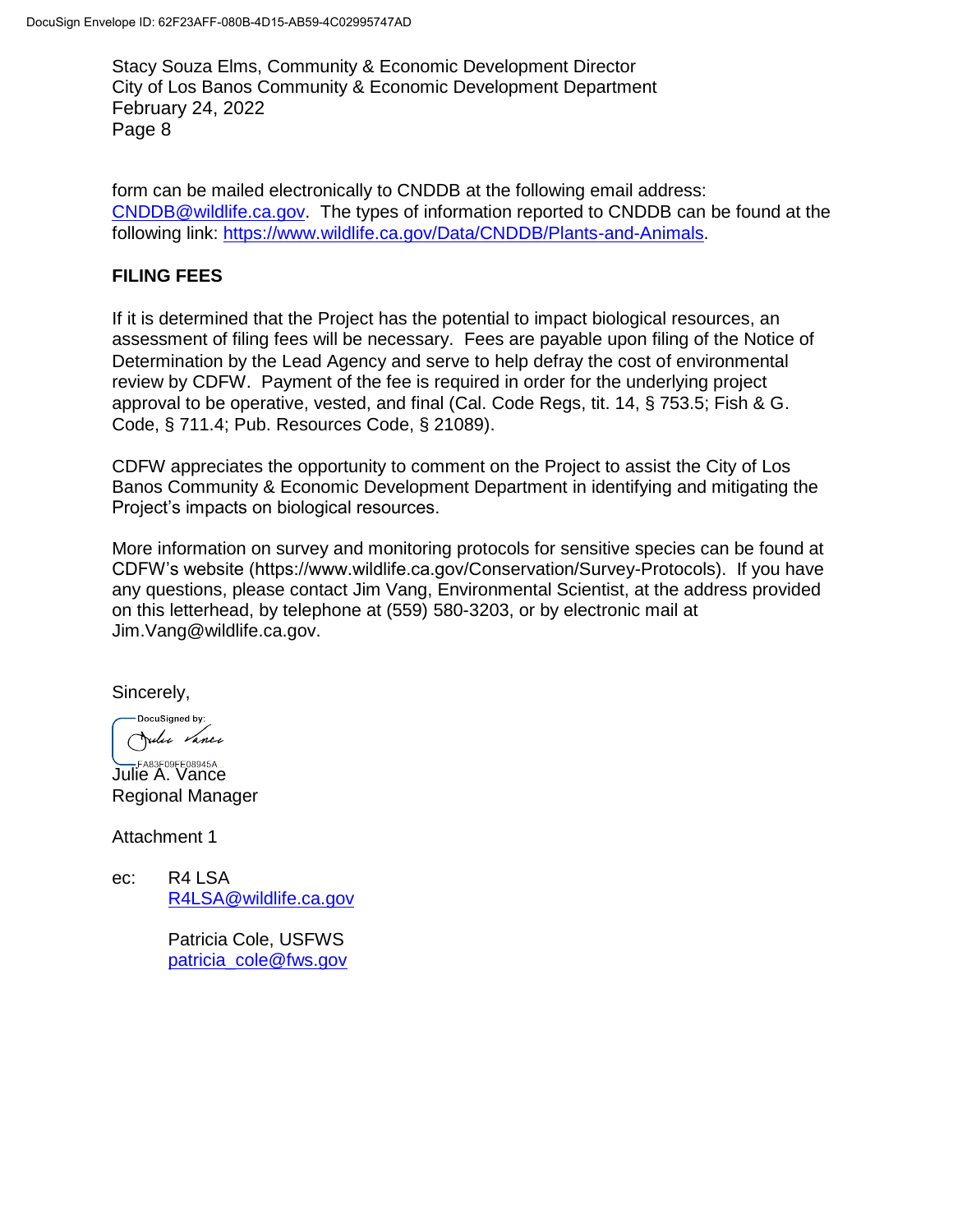form can be mailed electronically to CNDDB at the following email address: CNDDB@wildlife.ca.gov. The types of information reported to CNDDB can be found at the following link: https://www.wildlife.ca.gov/Data/CNDDB/Plants-and-Animals.

## FILING FEES

If it is determined that the Project has the potential to impact biological resources, an assessment of filing fees will be necessary. Fees are payable upon filing of the Notice of Determination by the Lead Agency and serve to help defray the cost of environmental review by CDFW. Payment of the fee is required in order for the underlying project approval to be operative, vested, and final (Cal. Code Regs, tit. 14, § 753.5; Fish & G. Code, § 711.4; Pub. Resources Code, § 21089).

CDFW appreciates the opportunity to comment on the Project to assist the City of Los Banos Community & Economic Development Department in identifying and mitigating the Project's impacts on biological resources.

More information on survey and monitoring protocols for sensitive species can be found at CDFW's website (https://www.wildlife.ca.gov/Conservation/Survey-Protocols). If you have any questions, please contact Jim Vang, Environmental Scientist, at the address provided on this letterhead, by telephone at (559) 580-3203, or by electronic mail at Jim.Vang@wildlife.ca.gov.

Sincerely,

DocuSigned by:
FA83F09FF08945A...

Julie A. Vance
Regional Manager

Attachment 1

ec: R4 LSA
R4LSA@wildlife.ca.gov

Patricia Cole, USFWS
patricia_cole@fws.gov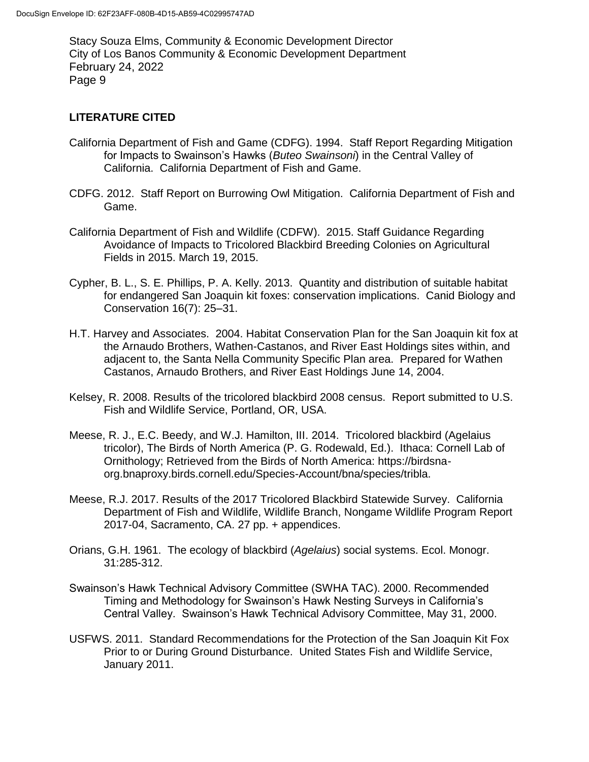## LITERATURE CITED

California Department of Fish and Game (CDFG). 1994. Staff Report Regarding Mitigation for Impacts to Swainson's Hawks (*Buteo Swainsoni*) in the Central Valley of California. California Department of Fish and Game.

CDFG. 2012. Staff Report on Burrowing Owl Mitigation. California Department of Fish and Game.

California Department of Fish and Wildlife (CDFW). 2015. Staff Guidance Regarding Avoidance of Impacts to Tricolored Blackbird Breeding Colonies on Agricultural Fields in 2015. March 19, 2015.

Cypher, B. L., S. E. Phillips, P. A. Kelly. 2013. Quantity and distribution of suitable habitat for endangered San Joaquin kit foxes: conservation implications. Canid Biology and Conservation 16(7): 25–31.

H.T. Harvey and Associates. 2004. Habitat Conservation Plan for the San Joaquin kit fox at the Arnaudo Brothers, Wathen-Castanos, and River East Holdings sites within, and adjacent to, the Santa Nella Community Specific Plan area. Prepared for Wathen Castanos, Arnaudo Brothers, and River East Holdings June 14, 2004.

Kelsey, R. 2008. Results of the tricolored blackbird 2008 census. Report submitted to U.S. Fish and Wildlife Service, Portland, OR, USA.

Meese, R. J., E.C. Beedy, and W.J. Hamilton, III. 2014. Tricolored blackbird (Agelaius tricolor), The Birds of North America (P. G. Rodewald, Ed.). Ithaca: Cornell Lab of Ornithology; Retrieved from the Birds of North America: https://birdsna-org.bnaproxy.birds.cornell.edu/Species-Account/bna/species/tribla.

Meese, R.J. 2017. Results of the 2017 Tricolored Blackbird Statewide Survey. California Department of Fish and Wildlife, Wildlife Branch, Nongame Wildlife Program Report 2017-04, Sacramento, CA. 27 pp. + appendices.

Orians, G.H. 1961. The ecology of blackbird (*Agelaius*) social systems. Ecol. Monogr. 31:285-312.

Swainson's Hawk Technical Advisory Committee (SWHA TAC). 2000. Recommended Timing and Methodology for Swainson's Hawk Nesting Surveys in California's Central Valley. Swainson's Hawk Technical Advisory Committee, May 31, 2000.

USFWS. 2011. Standard Recommendations for the Protection of the San Joaquin Kit Fox Prior to or During Ground Disturbance. United States Fish and Wildlife Service, January 2011.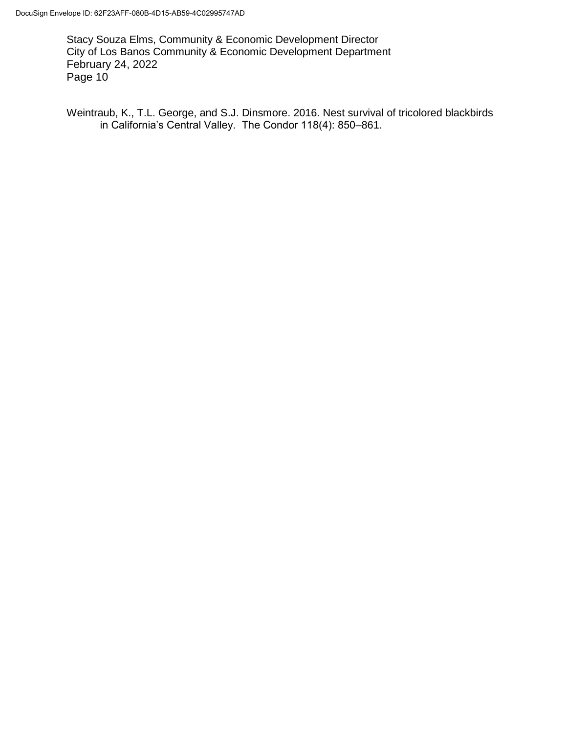Weintraub, K., T.L. George, and S.J. Dinsmore. 2016. Nest survival of tricolored blackbirds in California's Central Valley. The Condor 118(4): 850–861.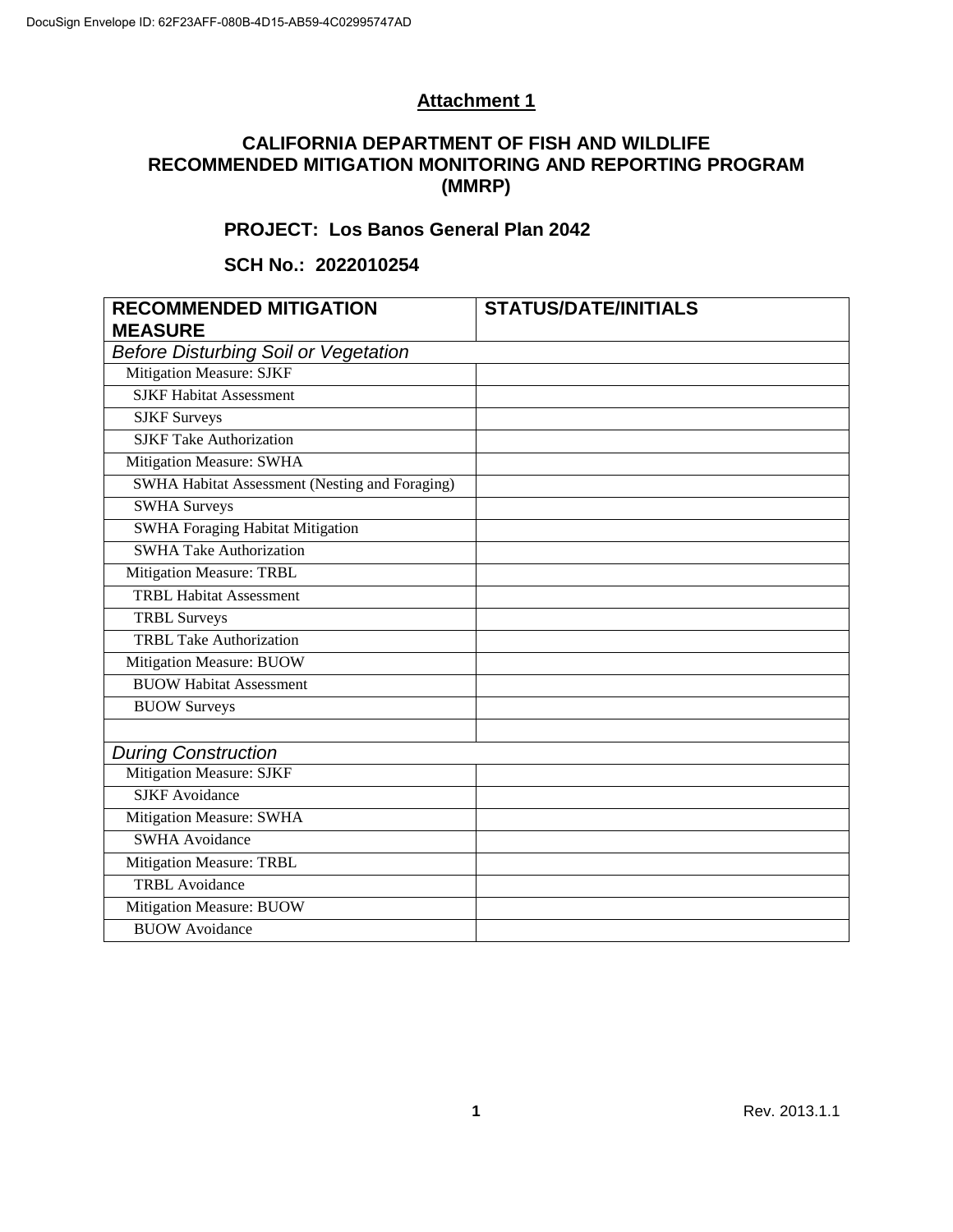DocuSign Envelope ID: 62F23AFF-080B-4D15-AB59-4C02995747AD

## Attachment 1

## CALIFORNIA DEPARTMENT OF FISH AND WILDLIFE RECOMMENDED MITIGATION MONITORING AND REPORTING PROGRAM (MMRP)

### PROJECT: Los Banos General Plan 2042

### SCH No.: 2022010254

| RECOMMENDED MITIGATION MEASURE | STATUS/DATE/INITIALS |
|---|---|
| *Before Disturbing Soil or Vegetation* | |
| Mitigation Measure: SJKF | |
| SJKF Habitat Assessment | |
| SJKF Surveys | |
| SJKF Take Authorization | |
| Mitigation Measure: SWHA | |
| SWHA Habitat Assessment (Nesting and Foraging) | |
| SWHA Surveys | |
| SWHA Foraging Habitat Mitigation | |
| SWHA Take Authorization | |
| Mitigation Measure: TRBL | |
| TRBL Habitat Assessment | |
| TRBL Surveys | |
| TRBL Take Authorization | |
| Mitigation Measure: BUOW | |
| BUOW Habitat Assessment | |
| BUOW Surveys | |
| | |
| *During Construction* | |
| Mitigation Measure: SJKF | |
| SJKF Avoidance | |
| Mitigation Measure: SWHA | |
| SWHA Avoidance | |
| Mitigation Measure: TRBL | |
| TRBL Avoidance | |
| Mitigation Measure: BUOW | |
| BUOW Avoidance | |

Rev. 2013.1.1